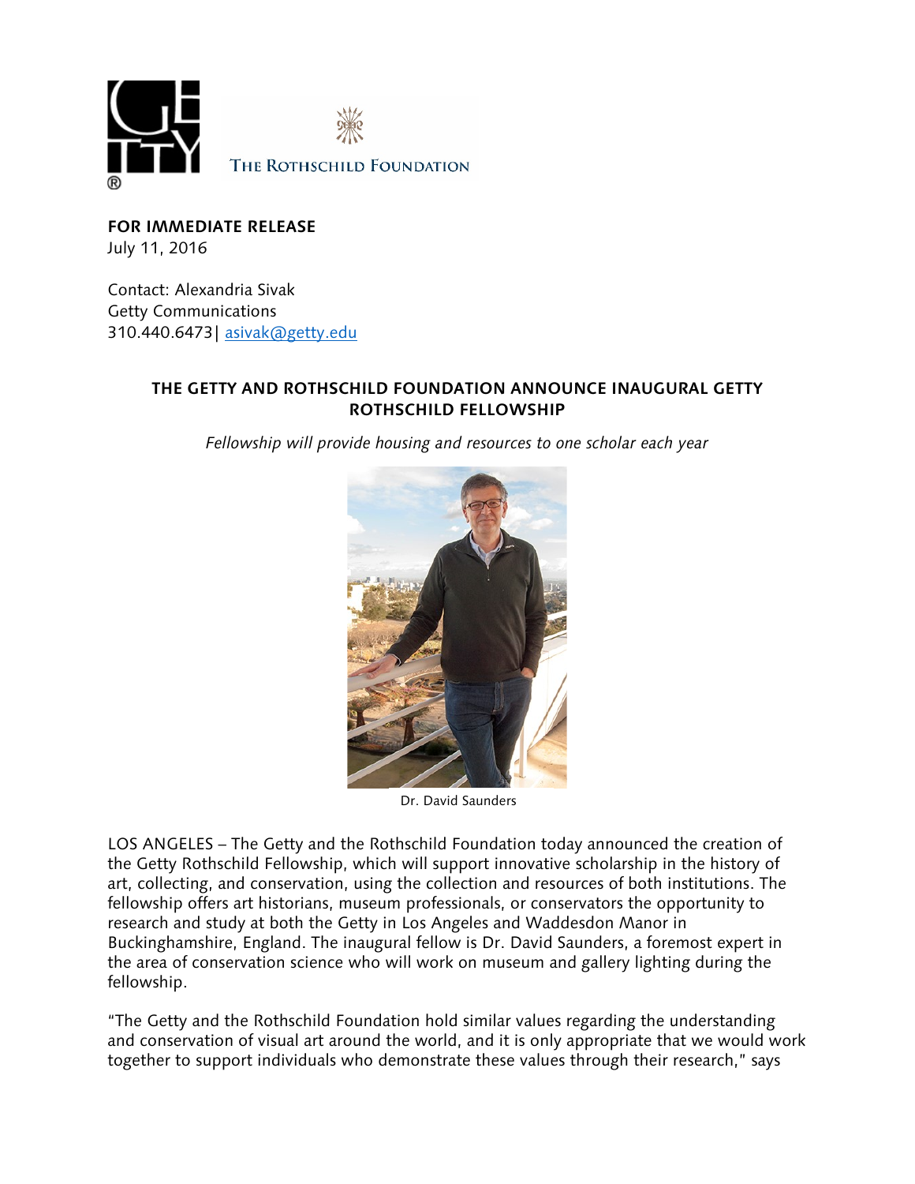GETTY®

THE ROTHSCHILD FOUNDATION

**FOR IMMEDIATE RELEASE**
July 11, 2016

Contact: Alexandria Sivak
Getty Communications
310.440.6473| asivak@getty.edu

## THE GETTY AND ROTHSCHILD FOUNDATION ANNOUNCE INAUGURAL GETTY ROTHSCHILD FELLOWSHIP

*Fellowship will provide housing and resources to one scholar each year*

Dr. David Saunders

LOS ANGELES – The Getty and the Rothschild Foundation today announced the creation of the Getty Rothschild Fellowship, which will support innovative scholarship in the history of art, collecting, and conservation, using the collection and resources of both institutions. The fellowship offers art historians, museum professionals, or conservators the opportunity to research and study at both the Getty in Los Angeles and Waddesdon Manor in Buckinghamshire, England. The inaugural fellow is Dr. David Saunders, a foremost expert in the area of conservation science who will work on museum and gallery lighting during the fellowship.

"The Getty and the Rothschild Foundation hold similar values regarding the understanding and conservation of visual art around the world, and it is only appropriate that we would work together to support individuals who demonstrate these values through their research," says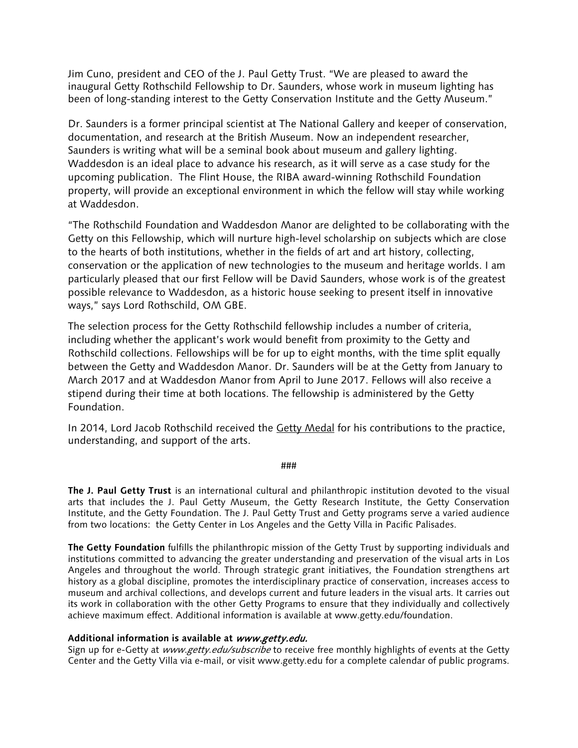Jim Cuno, president and CEO of the J. Paul Getty Trust. "We are pleased to award the inaugural Getty Rothschild Fellowship to Dr. Saunders, whose work in museum lighting has been of long-standing interest to the Getty Conservation Institute and the Getty Museum."

Dr. Saunders is a former principal scientist at The National Gallery and keeper of conservation, documentation, and research at the British Museum. Now an independent researcher, Saunders is writing what will be a seminal book about museum and gallery lighting. Waddesdon is an ideal place to advance his research, as it will serve as a case study for the upcoming publication. The Flint House, the RIBA award-winning Rothschild Foundation property, will provide an exceptional environment in which the fellow will stay while working at Waddesdon.

"The Rothschild Foundation and Waddesdon Manor are delighted to be collaborating with the Getty on this Fellowship, which will nurture high-level scholarship on subjects which are close to the hearts of both institutions, whether in the fields of art and art history, collecting, conservation or the application of new technologies to the museum and heritage worlds. I am particularly pleased that our first Fellow will be David Saunders, whose work is of the greatest possible relevance to Waddesdon, as a historic house seeking to present itself in innovative ways," says Lord Rothschild, OM GBE.

The selection process for the Getty Rothschild fellowship includes a number of criteria, including whether the applicant's work would benefit from proximity to the Getty and Rothschild collections. Fellowships will be for up to eight months, with the time split equally between the Getty and Waddesdon Manor. Dr. Saunders will be at the Getty from January to March 2017 and at Waddesdon Manor from April to June 2017. Fellows will also receive a stipend during their time at both locations. The fellowship is administered by the Getty Foundation.

In 2014, Lord Jacob Rothschild received the Getty Medal for his contributions to the practice, understanding, and support of the arts.

###

**The J. Paul Getty Trust** is an international cultural and philanthropic institution devoted to the visual arts that includes the J. Paul Getty Museum, the Getty Research Institute, the Getty Conservation Institute, and the Getty Foundation. The J. Paul Getty Trust and Getty programs serve a varied audience from two locations: the Getty Center in Los Angeles and the Getty Villa in Pacific Palisades.

**The Getty Foundation** fulfills the philanthropic mission of the Getty Trust by supporting individuals and institutions committed to advancing the greater understanding and preservation of the visual arts in Los Angeles and throughout the world. Through strategic grant initiatives, the Foundation strengthens art history as a global discipline, promotes the interdisciplinary practice of conservation, increases access to museum and archival collections, and develops current and future leaders in the visual arts. It carries out its work in collaboration with the other Getty Programs to ensure that they individually and collectively achieve maximum effect. Additional information is available at www.getty.edu/foundation.

**Additional information is available at *www.getty.edu.***
Sign up for e-Getty at *www.getty.edu/subscribe* to receive free monthly highlights of events at the Getty Center and the Getty Villa via e-mail, or visit www.getty.edu for a complete calendar of public programs.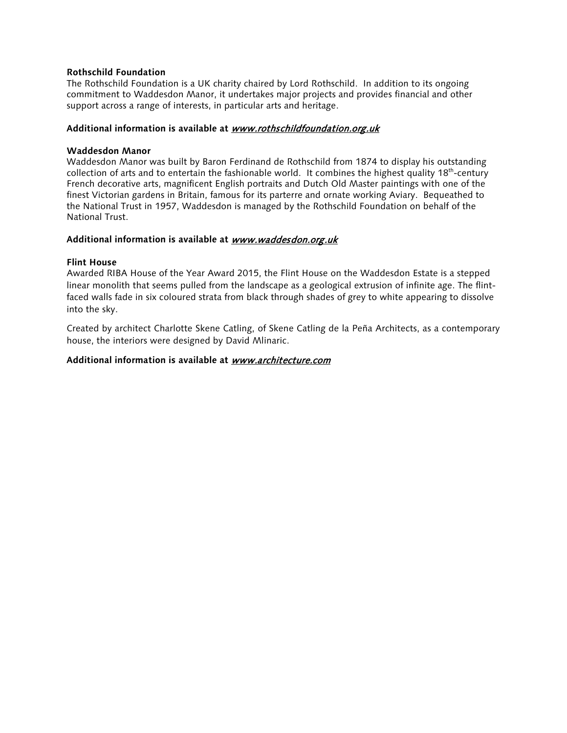**Rothschild Foundation**

The Rothschild Foundation is a UK charity chaired by Lord Rothschild. In addition to its ongoing commitment to Waddesdon Manor, it undertakes major projects and provides financial and other support across a range of interests, in particular arts and heritage.

**Additional information is available at *www.rothschildfoundation.org.uk***

**Waddesdon Manor**

Waddesdon Manor was built by Baron Ferdinand de Rothschild from 1874 to display his outstanding collection of arts and to entertain the fashionable world. It combines the highest quality 18th-century French decorative arts, magnificent English portraits and Dutch Old Master paintings with one of the finest Victorian gardens in Britain, famous for its parterre and ornate working Aviary. Bequeathed to the National Trust in 1957, Waddesdon is managed by the Rothschild Foundation on behalf of the National Trust.

**Additional information is available at *www.waddesdon.org.uk***

**Flint House**

Awarded RIBA House of the Year Award 2015, the Flint House on the Waddesdon Estate is a stepped linear monolith that seems pulled from the landscape as a geological extrusion of infinite age. The flint-faced walls fade in six coloured strata from black through shades of grey to white appearing to dissolve into the sky.

Created by architect Charlotte Skene Catling, of Skene Catling de la Peña Architects, as a contemporary house, the interiors were designed by David Mlinaric.

**Additional information is available at *www.architecture.com***